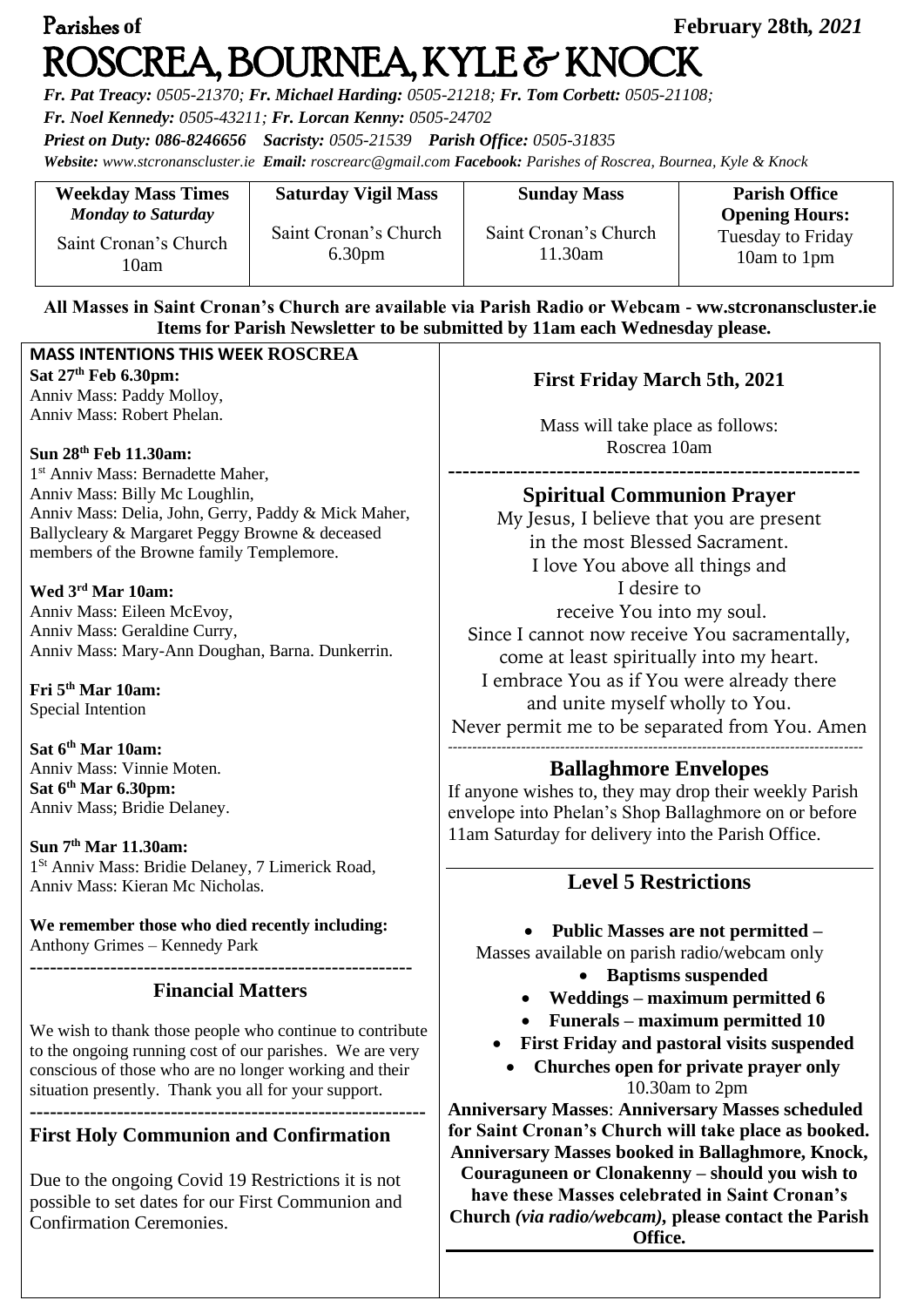# Parishes of ROSCREA, BOURNEA, KYLE & KNOCK

**February 28th,** ***2021***

***Fr. Pat Treacy:*** *0505-21370;* ***Fr. Michael Harding:*** *0505-21218;* ***Fr. Tom Corbett:*** *0505-21108;*
***Fr. Noel Kennedy:*** *0505-43211;* ***Fr. Lorcan Kenny:*** *0505-24702*
***Priest on Duty:*** *086-8246656* ***Sacristy:*** *0505-21539* ***Parish Office:*** *0505-31835*
***Website:*** *www.stcronanscluster.ie* ***Email:*** *roscrearc@gmail.com* ***Facebook:*** *Parishes of Roscrea, Bournea, Kyle & Knock*

| **Weekday Mass Times** *Monday to Saturday* | **Saturday Vigil Mass** | **Sunday Mass** | **Parish Office Opening Hours:** |
|---|---|---|---|
| Saint Cronan's Church 10am | Saint Cronan's Church 6.30pm | Saint Cronan's Church 11.30am | Tuesday to Friday 10am to 1pm |

**All Masses in Saint Cronan's Church are available via Parish Radio or Webcam - ww.stcronanscluster.ie**
**Items for Parish Newsletter to be submitted by 11am each Wednesday please.**

## MASS INTENTIONS THIS WEEK ROSCREA

**Sat 27th Feb 6.30pm:**
Anniv Mass: Paddy Molloy,
Anniv Mass: Robert Phelan.

**Sun 28th Feb 11.30am:**
1st Anniv Mass: Bernadette Maher,
Anniv Mass: Billy Mc Loughlin,
Anniv Mass: Delia, John, Gerry, Paddy & Mick Maher, Ballycleary & Margaret Peggy Browne & deceased members of the Browne family Templemore.

**Wed 3rd Mar 10am:**
Anniv Mass: Eileen McEvoy,
Anniv Mass: Geraldine Curry,
Anniv Mass: Mary-Ann Doughan, Barna. Dunkerrin.

**Fri 5th Mar 10am:**
Special Intention

**Sat 6th Mar 10am:**
Anniv Mass: Vinnie Moten.
**Sat 6th Mar 6.30pm:**
Anniv Mass; Bridie Delaney.

**Sun 7th Mar 11.30am:**
1St Anniv Mass: Bridie Delaney, 7 Limerick Road,
Anniv Mass: Kieran Mc Nicholas.

**We remember those who died recently including:**
Anthony Grimes – Kennedy Park

---

## Financial Matters

We wish to thank those people who continue to contribute to the ongoing running cost of our parishes. We are very conscious of those who are no longer working and their situation presently. Thank you all for your support.

---

## First Holy Communion and Confirmation

Due to the ongoing Covid 19 Restrictions it is not possible to set dates for our First Communion and Confirmation Ceremonies.

## First Friday March 5th, 2021

Mass will take place as follows:
Roscrea 10am

---

## Spiritual Communion Prayer

My Jesus, I believe that you are present
in the most Blessed Sacrament.
I love You above all things and
I desire to
receive You into my soul.
Since I cannot now receive You sacramentally,
come at least spiritually into my heart.
I embrace You as if You were already there
and unite myself wholly to You.
Never permit me to be separated from You. Amen

---

## Ballaghmore Envelopes

If anyone wishes to, they may drop their weekly Parish envelope into Phelan's Shop Ballaghmore on or before 11am Saturday for delivery into the Parish Office.

## Level 5 Restrictions

- **Public Masses are not permitted –** Masses available on parish radio/webcam only
- **Baptisms suspended**
- **Weddings – maximum permitted 6**
- **Funerals – maximum permitted 10**
- **First Friday and pastoral visits suspended**
- **Churches open for private prayer only** 10.30am to 2pm

**Anniversary Masses**: **Anniversary Masses scheduled for Saint Cronan's Church will take place as booked. Anniversary Masses booked in Ballaghmore, Knock, Couraguneen or Clonakenny – should you wish to have these Masses celebrated in Saint Cronan's Church *(via radio/webcam)*, please contact the Parish Office.**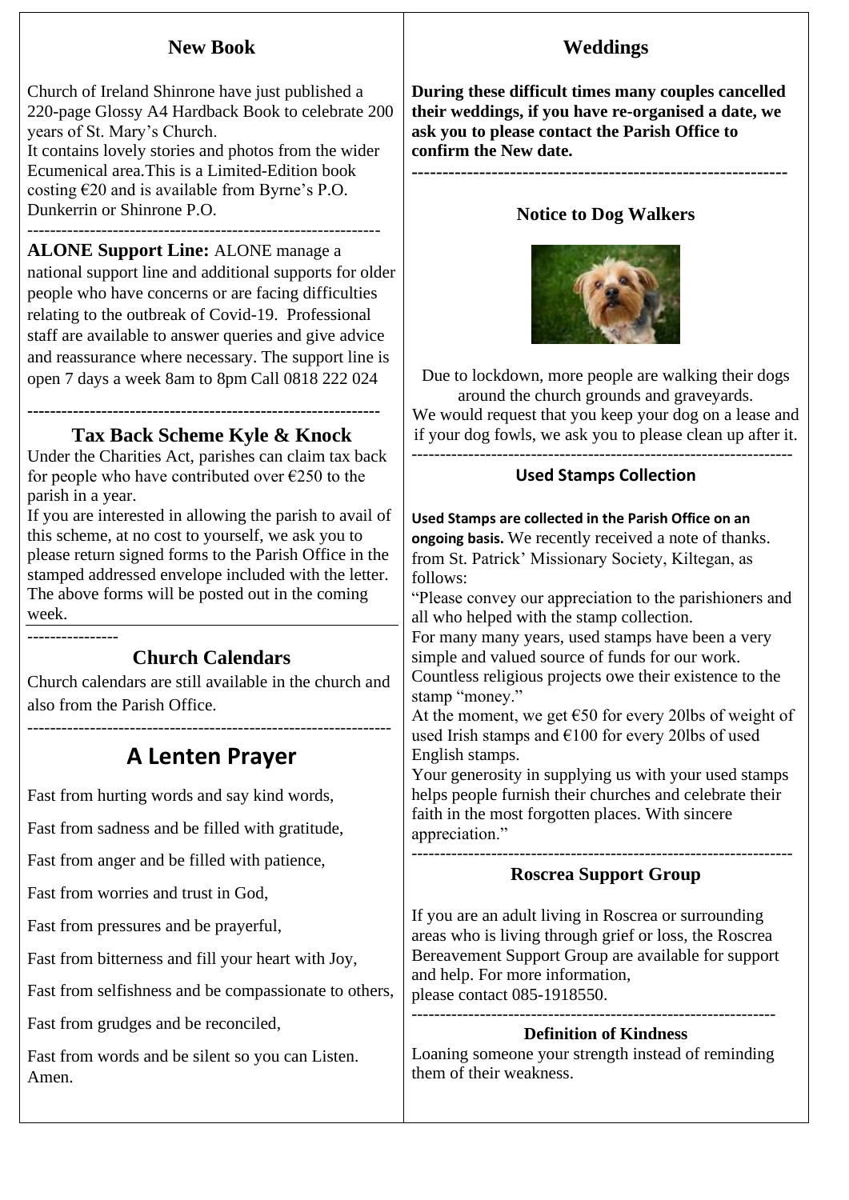## New Book

Church of Ireland Shinrone have just published a 220-page Glossy A4 Hardback Book to celebrate 200 years of St. Mary's Church.
It contains lovely stories and photos from the wider Ecumenical area.This is a Limited-Edition book costing €20 and is available from Byrne's P.O. Dunkerrin or Shinrone P.O.

---

**ALONE Support Line:** ALONE manage a national support line and additional supports for older people who have concerns or are facing difficulties relating to the outbreak of Covid-19. Professional staff are available to answer queries and give advice and reassurance where necessary. The support line is open 7 days a week 8am to 8pm Call 0818 222 024

---

## Tax Back Scheme Kyle & Knock

Under the Charities Act, parishes can claim tax back for people who have contributed over €250 to the parish in a year.
If you are interested in allowing the parish to avail of this scheme, at no cost to yourself, we ask you to please return signed forms to the Parish Office in the stamped addressed envelope included with the letter. The above forms will be posted out in the coming week.

---

## Church Calendars

Church calendars are still available in the church and also from the Parish Office.

---

# A Lenten Prayer

Fast from hurting words and say kind words,

Fast from sadness and be filled with gratitude,

Fast from anger and be filled with patience,

Fast from worries and trust in God,

Fast from pressures and be prayerful,

Fast from bitterness and fill your heart with Joy,

Fast from selfishness and be compassionate to others,

Fast from grudges and be reconciled,

Fast from words and be silent so you can Listen.
Amen.

## Weddings

**During these difficult times many couples cancelled their weddings, if you have re-organised a date, we ask you to please contact the Parish Office to confirm the New date.**

---

## Notice to Dog Walkers

Due to lockdown, more people are walking their dogs around the church grounds and graveyards.
We would request that you keep your dog on a lease and if your dog fowls, we ask you to please clean up after it.

---

## Used Stamps Collection

**Used Stamps are collected in the Parish Office on an ongoing basis.** We recently received a note of thanks. from St. Patrick' Missionary Society, Kiltegan, as follows:
"Please convey our appreciation to the parishioners and all who helped with the stamp collection.
For many many years, used stamps have been a very simple and valued source of funds for our work.
Countless religious projects owe their existence to the stamp "money."
At the moment, we get €50 for every 20lbs of weight of used Irish stamps and €100 for every 20lbs of used English stamps.
Your generosity in supplying us with your used stamps helps people furnish their churches and celebrate their faith in the most forgotten places. With sincere appreciation."

---

## Roscrea Support Group

If you are an adult living in Roscrea or surrounding areas who is living through grief or loss, the Roscrea Bereavement Support Group are available for support and help. For more information,
please contact 085-1918550.

---

### Definition of Kindness

Loaning someone your strength instead of reminding them of their weakness.